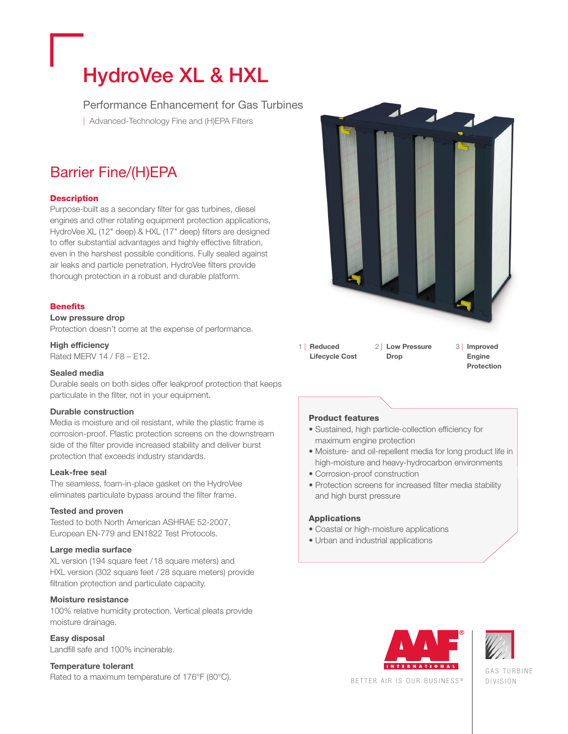# HydroVee XL & HXL

Performance Enhancement for Gas Turbines

| Advanced-Technology Fine and (H)EPA Filters

## Barrier Fine/(H)EPA

### Description

Purpose-built as a secondary filter for gas turbines, diesel engines and other rotating equipment protection applications, HydroVee XL (12" deep) & HXL (17" deep) filters are designed to offer substantial advantages and highly effective filtration, even in the harshest possible conditions. Fully sealed against air leaks and particle penetration, HydroVee filters provide thorough protection in a robust and durable platform.

### Benefits

**Low pressure drop**
Protection doesn't come at the expense of performance.

**High efficiency**
Rated MERV 14 / F8 – E12.

**Sealed media**
Durable seals on both sides offer leakproof protection that keeps particulate in the filter, not in your equipment.

**Durable construction**
Media is moisture and oil resistant, while the plastic frame is corrosion-proof. Plastic protection screens on the downstream side of the filter provide increased stability and deliver burst protection that exceeds industry standards.

**Leak-free seal**
The seamless, foam-in-place gasket on the HydroVee eliminates particulate bypass around the filter frame.

**Tested and proven**
Tested to both North American ASHRAE 52-2007, European EN-779 and EN1822 Test Protocols.

**Large media surface**
XL version (194 square feet / 18 square meters) and HXL version (302 square feet / 28 square meters) provide filtration protection and particulate capacity.

**Moisture resistance**
100% relative humidity protection. Vertical pleats provide moisture drainage.

**Easy disposal**
Landfill safe and 100% incinerable.

**Temperature tolerant**
Rated to a maximum temperature of 176°F (80°C).

1 | **Reduced Lifecycle Cost**

2 | **Low Pressure Drop**

3 | **Improved Engine Protection**

### Product features

- Sustained, high particle-collection efficiency for maximum engine protection
- Moisture- and oil-repellent media for long product life in high-moisture and heavy-hydrocarbon environments
- Corrosion-proof construction
- Protection screens for increased filter media stability and high burst pressure

### Applications

- Coastal or high-moisture applications
- Urban and industrial applications

AAF INTERNATIONAL®
BETTER AIR IS OUR BUSINESS®

GAS TURBINE DIVISION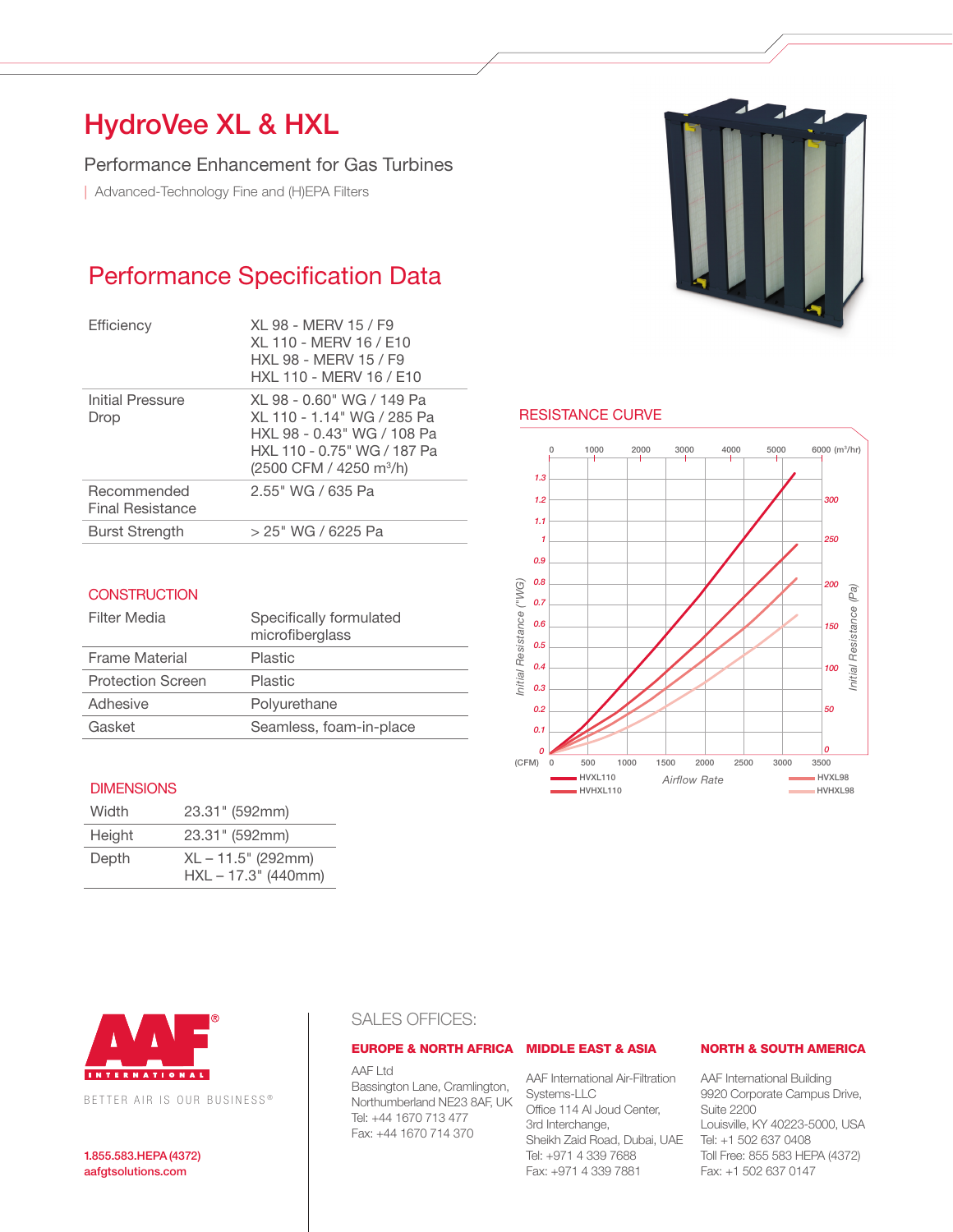# HydroVee XL & HXL

## Performance Enhancement for Gas Turbines

| Advanced-Technology Fine and (H)EPA Filters

## Performance Specification Data

| | |
|---|---|
| Efficiency | XL 98 - MERV 15 / F9<br>XL 110 - MERV 16 / E10<br>HXL 98 - MERV 15 / F9<br>HXL 110 - MERV 16 / E10 |
| Initial Pressure Drop | XL 98 - 0.60" WG / 149 Pa<br>XL 110 - 1.14" WG / 285 Pa<br>HXL 98 - 0.43" WG / 108 Pa<br>HXL 110 - 0.75" WG / 187 Pa<br>(2500 CFM / 4250 m³/h) |
| Recommended Final Resistance | 2.55" WG / 635 Pa |
| Burst Strength | > 25" WG / 6225 Pa |

### CONSTRUCTION

| | |
|---|---|
| Filter Media | Specifically formulated microfiberglass |
| Frame Material | Plastic |
| Protection Screen | Plastic |
| Adhesive | Polyurethane |
| Gasket | Seamless, foam-in-place |

### DIMENSIONS

| | |
|---|---|
| Width | 23.31" (592mm) |
| Height | 23.31" (592mm) |
| Depth | XL – 11.5" (292mm)<br>HXL – 17.3" (440mm) |

### RESISTANCE CURVE

0 1000 2000 3000 4000 5000 6000 (m³/hr)

Initial Resistance ("WG): 0 0.1 0.2 0.3 0.4 0.5 0.6 0.7 0.8 0.9 1 1.1 1.2 1.3

Initial Resistance (Pa): 0 50 100 150 200 250 300

(CFM) 0 500 1000 1500 2000 2500 3000 3500

Airflow Rate

HVXL110
HVHXL110
HVXL98
HVHXL98

BETTER AIR IS OUR BUSINESS®

1.855.583.HEPA (4372)
aafgtsolutions.com

SALES OFFICES:

**EUROPE & NORTH AFRICA**
AAF Ltd
Bassington Lane, Cramlington,
Northumberland NE23 8AF, UK
Tel: +44 1670 713 477
Fax: +44 1670 714 370

**MIDDLE EAST & ASIA**
AAF International Air-Filtration Systems-LLC
Office 114 Al Joud Center,
3rd Interchange,
Sheikh Zaid Road, Dubai, UAE
Tel: +971 4 339 7688
Fax: +971 4 339 7881

**NORTH & SOUTH AMERICA**
AAF International Building
9920 Corporate Campus Drive,
Suite 2200
Louisville, KY 40223-5000, USA
Tel: +1 502 637 0408
Toll Free: 855 583 HEPA (4372)
Fax: +1 502 637 0147